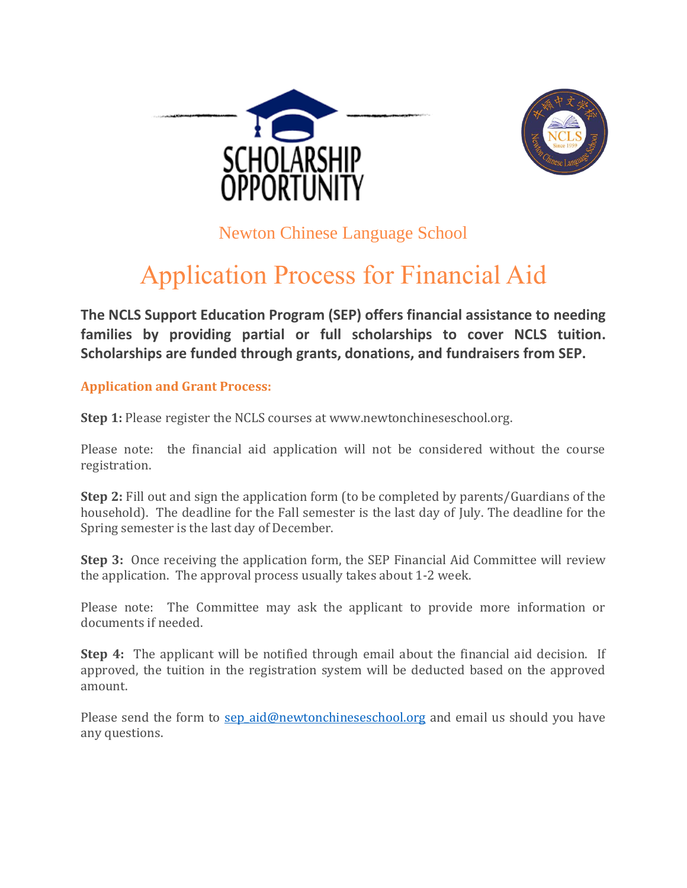SCHOLARSHIP OPPORTUNITY

Newton Chinese Language School

# Application Process for Financial Aid

**The NCLS Support Education Program (SEP) offers financial assistance to needing families by providing partial or full scholarships to cover NCLS tuition. Scholarships are funded through grants, donations, and fundraisers from SEP.**

### Application and Grant Process:

**Step 1:** Please register the NCLS courses at www.newtonchineseschool.org.

Please note: the financial aid application will not be considered without the course registration.

**Step 2:** Fill out and sign the application form (to be completed by parents/Guardians of the household). The deadline for the Fall semester is the last day of July. The deadline for the Spring semester is the last day of December.

**Step 3:** Once receiving the application form, the SEP Financial Aid Committee will review the application. The approval process usually takes about 1-2 week.

Please note: The Committee may ask the applicant to provide more information or documents if needed.

**Step 4:** The applicant will be notified through email about the financial aid decision. If approved, the tuition in the registration system will be deducted based on the approved amount.

Please send the form to sep_aid@newtonchineseschool.org and email us should you have any questions.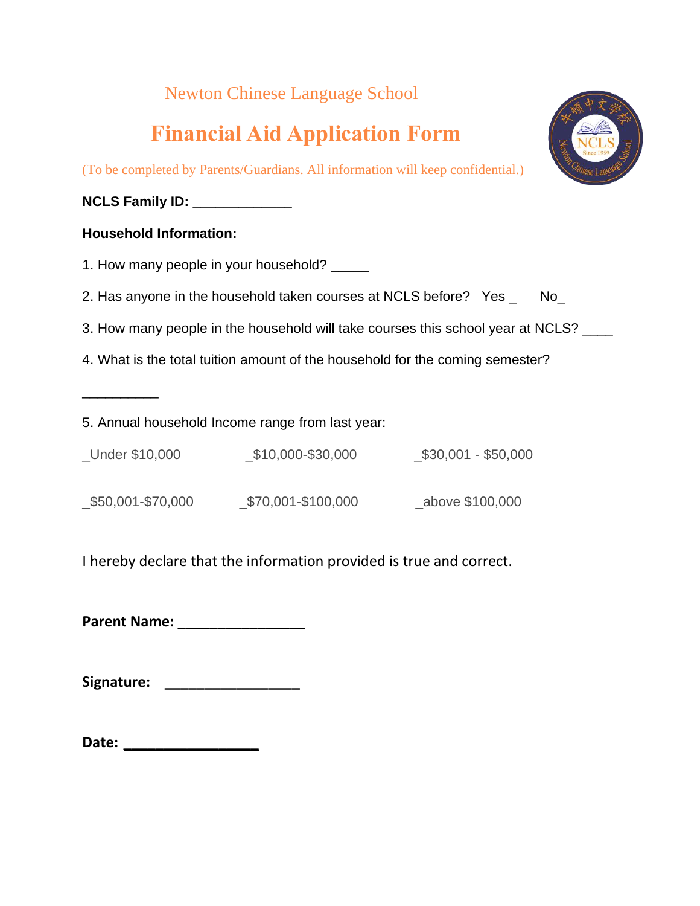Newton Chinese Language School

# Financial Aid Application Form

(To be completed by Parents/Guardians. All information will keep confidential.)

**NCLS Family ID:** _____________

**Household Information:**

1. How many people in your household? _____

2. Has anyone in the household taken courses at NCLS before? Yes _ No_

3. How many people in the household will take courses this school year at NCLS? ____

4. What is the total tuition amount of the household for the coming semester?

__________

5. Annual household Income range from last year:

_Under $10,000 _$10,000-$30,000 _$30,001 - $50,000

_$50,001-$70,000 _$70,001-$100,000 _above $100,000

I hereby declare that the information provided is true and correct.

**Parent Name:** ________________

**Signature:** _________________

**Date:** _________________